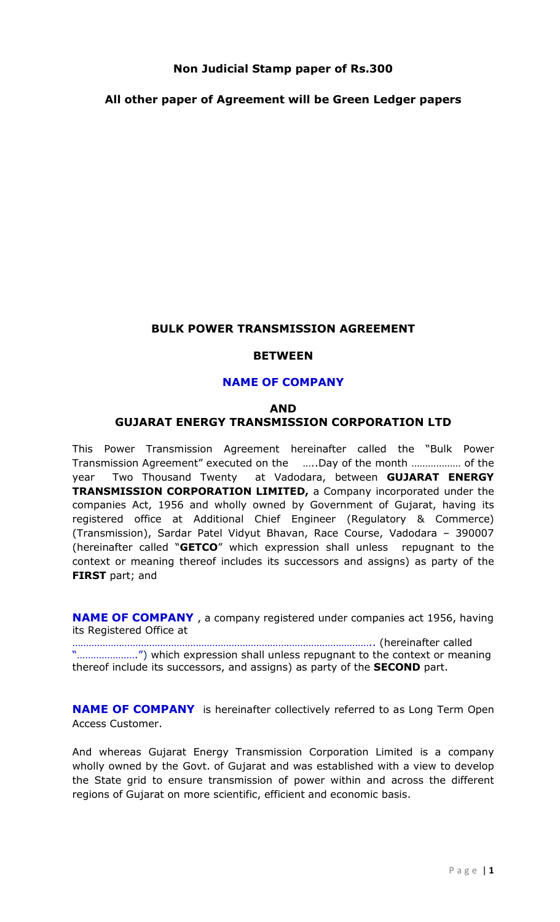**Non Judicial Stamp paper of Rs.300**

**All other paper of Agreement will be Green Ledger papers**

**BULK POWER TRANSMISSION AGREEMENT**

**BETWEEN**

**NAME OF COMPANY**

**AND**

**GUJARAT ENERGY TRANSMISSION CORPORATION LTD**

This Power Transmission Agreement hereinafter called the "Bulk Power Transmission Agreement" executed on the …..Day of the month ……………… of the year Two Thousand Twenty at Vadodara, between **GUJARAT ENERGY TRANSMISSION CORPORATION LIMITED,** a Company incorporated under the companies Act, 1956 and wholly owned by Government of Gujarat, having its registered office at Additional Chief Engineer (Regulatory & Commerce) (Transmission), Sardar Patel Vidyut Bhavan, Race Course, Vadodara – 390007 (hereinafter called "**GETCO**" which expression shall unless repugnant to the context or meaning thereof includes its successors and assigns) as party of the **FIRST** part; and

**NAME OF COMPANY** , a company registered under companies act 1956, having its Registered Office at …………………………………………………………………………………………….. (hereinafter called "…………………..") which expression shall unless repugnant to the context or meaning thereof include its successors, and assigns) as party of the **SECOND** part.

**NAME OF COMPANY** is hereinafter collectively referred to as Long Term Open Access Customer.

And whereas Gujarat Energy Transmission Corporation Limited is a company wholly owned by the Govt. of Gujarat and was established with a view to develop the State grid to ensure transmission of power within and across the different regions of Gujarat on more scientific, efficient and economic basis.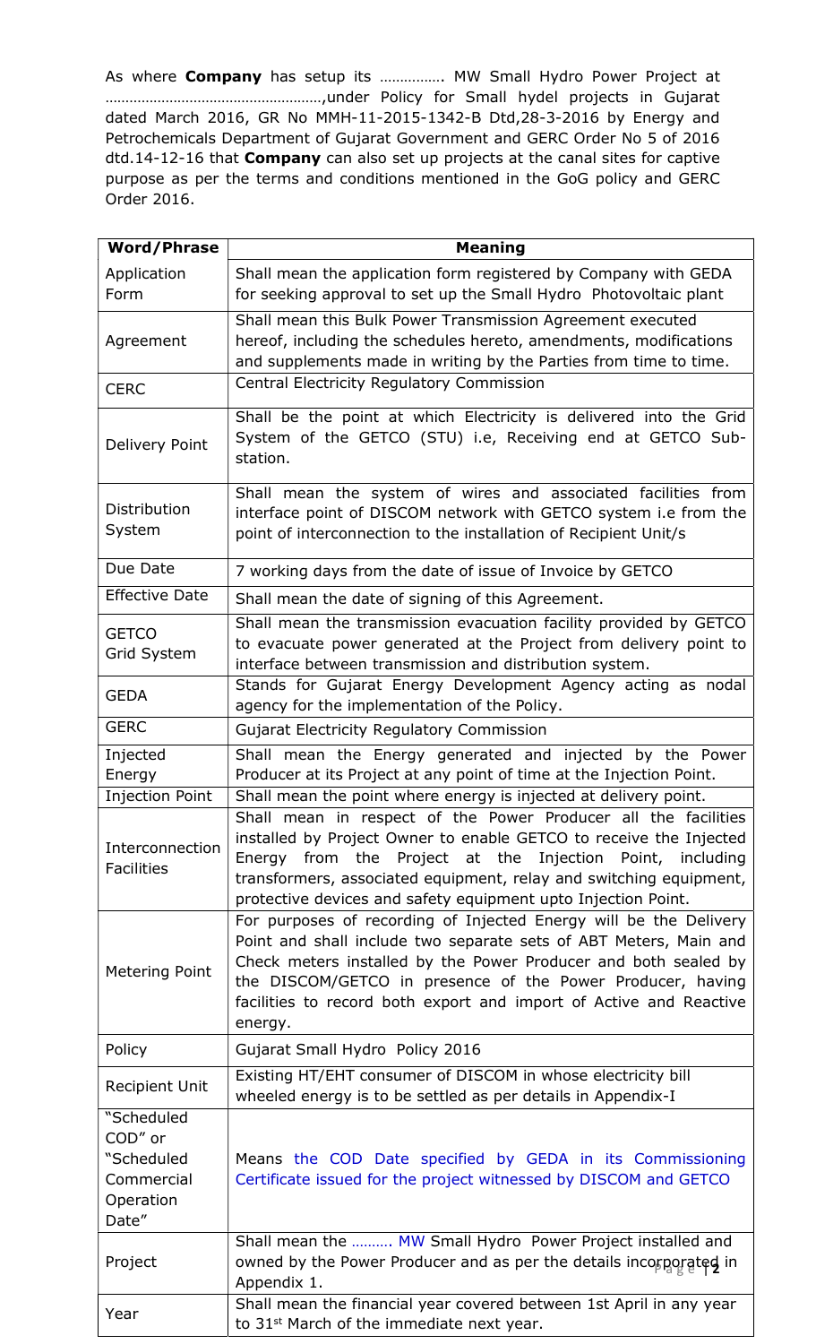As where **Company** has setup its ……………. MW Small Hydro Power Project at ……………………………………………,under Policy for Small hydel projects in Gujarat dated March 2016, GR No MMH-11-2015-1342-B Dtd,28-3-2016 by Energy and Petrochemicals Department of Gujarat Government and GERC Order No 5 of 2016 dtd.14-12-16 that **Company** can also set up projects at the canal sites for captive purpose as per the terms and conditions mentioned in the GoG policy and GERC Order 2016.

| Word/Phrase | Meaning |
|---|---|
| Application Form | Shall mean the application form registered by Company with GEDA for seeking approval to set up the Small Hydro Photovoltaic plant |
| Agreement | Shall mean this Bulk Power Transmission Agreement executed hereof, including the schedules hereto, amendments, modifications and supplements made in writing by the Parties from time to time. |
| CERC | Central Electricity Regulatory Commission |
| Delivery Point | Shall be the point at which Electricity is delivered into the Grid System of the GETCO (STU) i.e, Receiving end at GETCO Sub-station. |
| Distribution System | Shall mean the system of wires and associated facilities from interface point of DISCOM network with GETCO system i.e from the point of interconnection to the installation of Recipient Unit/s |
| Due Date | 7 working days from the date of issue of Invoice by GETCO |
| Effective Date | Shall mean the date of signing of this Agreement. |
| GETCO Grid System | Shall mean the transmission evacuation facility provided by GETCO to evacuate power generated at the Project from delivery point to interface between transmission and distribution system. |
| GEDA | Stands for Gujarat Energy Development Agency acting as nodal agency for the implementation of the Policy. |
| GERC | Gujarat Electricity Regulatory Commission |
| Injected Energy | Shall mean the Energy generated and injected by the Power Producer at its Project at any point of time at the Injection Point. |
| Injection Point | Shall mean the point where energy is injected at delivery point. |
| Interconnection Facilities | Shall mean in respect of the Power Producer all the facilities installed by Project Owner to enable GETCO to receive the Injected Energy from the Project at the Injection Point, including transformers, associated equipment, relay and switching equipment, protective devices and safety equipment upto Injection Point. |
| Metering Point | For purposes of recording of Injected Energy will be the Delivery Point and shall include two separate sets of ABT Meters, Main and Check meters installed by the Power Producer and both sealed by the DISCOM/GETCO in presence of the Power Producer, having facilities to record both export and import of Active and Reactive energy. |
| Policy | Gujarat Small Hydro Policy 2016 |
| Recipient Unit | Existing HT/EHT consumer of DISCOM in whose electricity bill wheeled energy is to be settled as per details in Appendix-I |
| "Scheduled COD" or "Scheduled Commercial Operation Date" | Means the COD Date specified by GEDA in its Commissioning Certificate issued for the project witnessed by DISCOM and GETCO |
| Project | Shall mean the ………. MW Small Hydro Power Project installed and owned by the Power Producer and as per the details incorporated in Appendix 1. |
| Year | Shall mean the financial year covered between 1st April in any year to 31st March of the immediate next year. |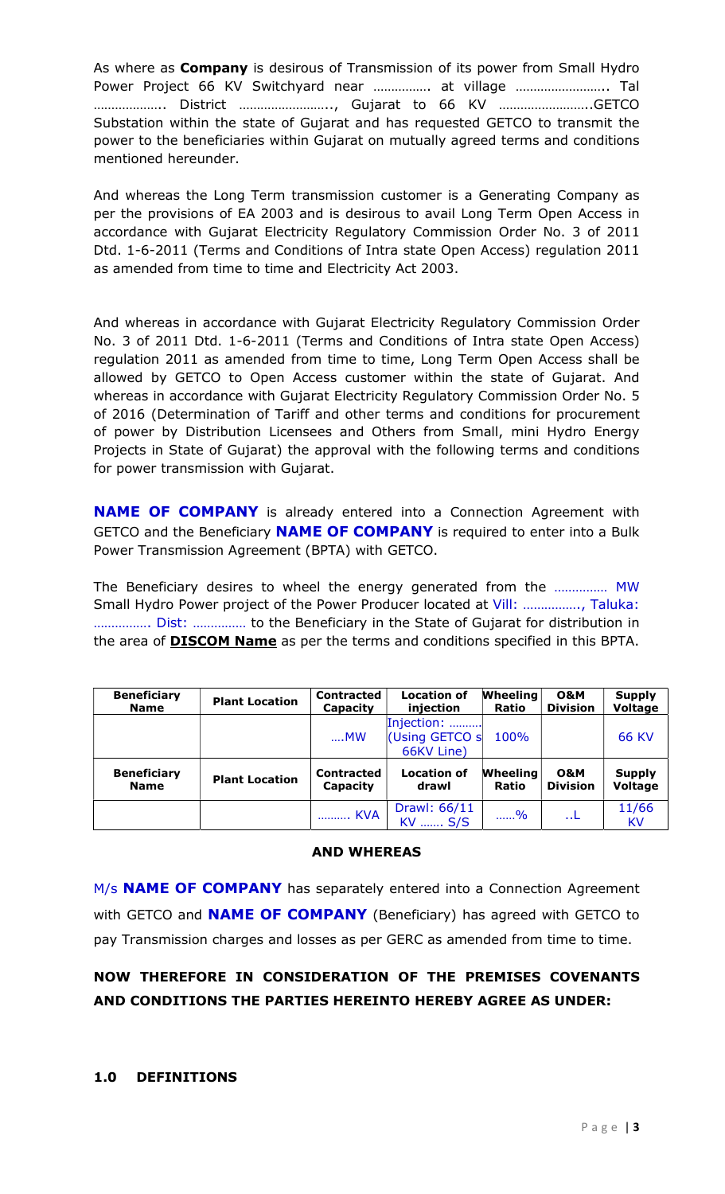As where as **Company** is desirous of Transmission of its power from Small Hydro Power Project 66 KV Switchyard near ……………. at village …………………….. Tal ……………….. District …………………….., Gujarat to 66 KV ……………………..GETCO Substation within the state of Gujarat and has requested GETCO to transmit the power to the beneficiaries within Gujarat on mutually agreed terms and conditions mentioned hereunder.

And whereas the Long Term transmission customer is a Generating Company as per the provisions of EA 2003 and is desirous to avail Long Term Open Access in accordance with Gujarat Electricity Regulatory Commission Order No. 3 of 2011 Dtd. 1-6-2011 (Terms and Conditions of Intra state Open Access) regulation 2011 as amended from time to time and Electricity Act 2003.

And whereas in accordance with Gujarat Electricity Regulatory Commission Order No. 3 of 2011 Dtd. 1-6-2011 (Terms and Conditions of Intra state Open Access) regulation 2011 as amended from time to time, Long Term Open Access shall be allowed by GETCO to Open Access customer within the state of Gujarat. And whereas in accordance with Gujarat Electricity Regulatory Commission Order No. 5 of 2016 (Determination of Tariff and other terms and conditions for procurement of power by Distribution Licensees and Others from Small, mini Hydro Energy Projects in State of Gujarat) the approval with the following terms and conditions for power transmission with Gujarat.

**NAME OF COMPANY** is already entered into a Connection Agreement with GETCO and the Beneficiary **NAME OF COMPANY** is required to enter into a Bulk Power Transmission Agreement (BPTA) with GETCO.

The Beneficiary desires to wheel the energy generated from the …………… MW Small Hydro Power project of the Power Producer located at Vill: ……………., Taluka: ……………. Dist: …………… to the Beneficiary in the State of Gujarat for distribution in the area of **DISCOM Name** as per the terms and conditions specified in this BPTA.

| Beneficiary Name | Plant Location | Contracted Capacity | Location of injection | Wheeling Ratio | O&M Division | Supply Voltage |
|---|---|---|---|---|---|---|
| | | ….MW | Injection: ………(Using GETCO s 66KV Line) | 100% | | 66 KV |
| **Beneficiary Name** | **Plant Location** | **Contracted Capacity** | **Location of drawl** | **Wheeling Ratio** | **O&M Division** | **Supply Voltage** |
| | | ……… KVA | Drawl: 66/11 KV ……. S/S | ……% | ..L | 11/66 KV |

**AND WHEREAS**

M/s **NAME OF COMPANY** has separately entered into a Connection Agreement with GETCO and **NAME OF COMPANY** (Beneficiary) has agreed with GETCO to pay Transmission charges and losses as per GERC as amended from time to time.

**NOW THEREFORE IN CONSIDERATION OF THE PREMISES COVENANTS AND CONDITIONS THE PARTIES HEREINTO HEREBY AGREE AS UNDER:**

**1.0 DEFINITIONS**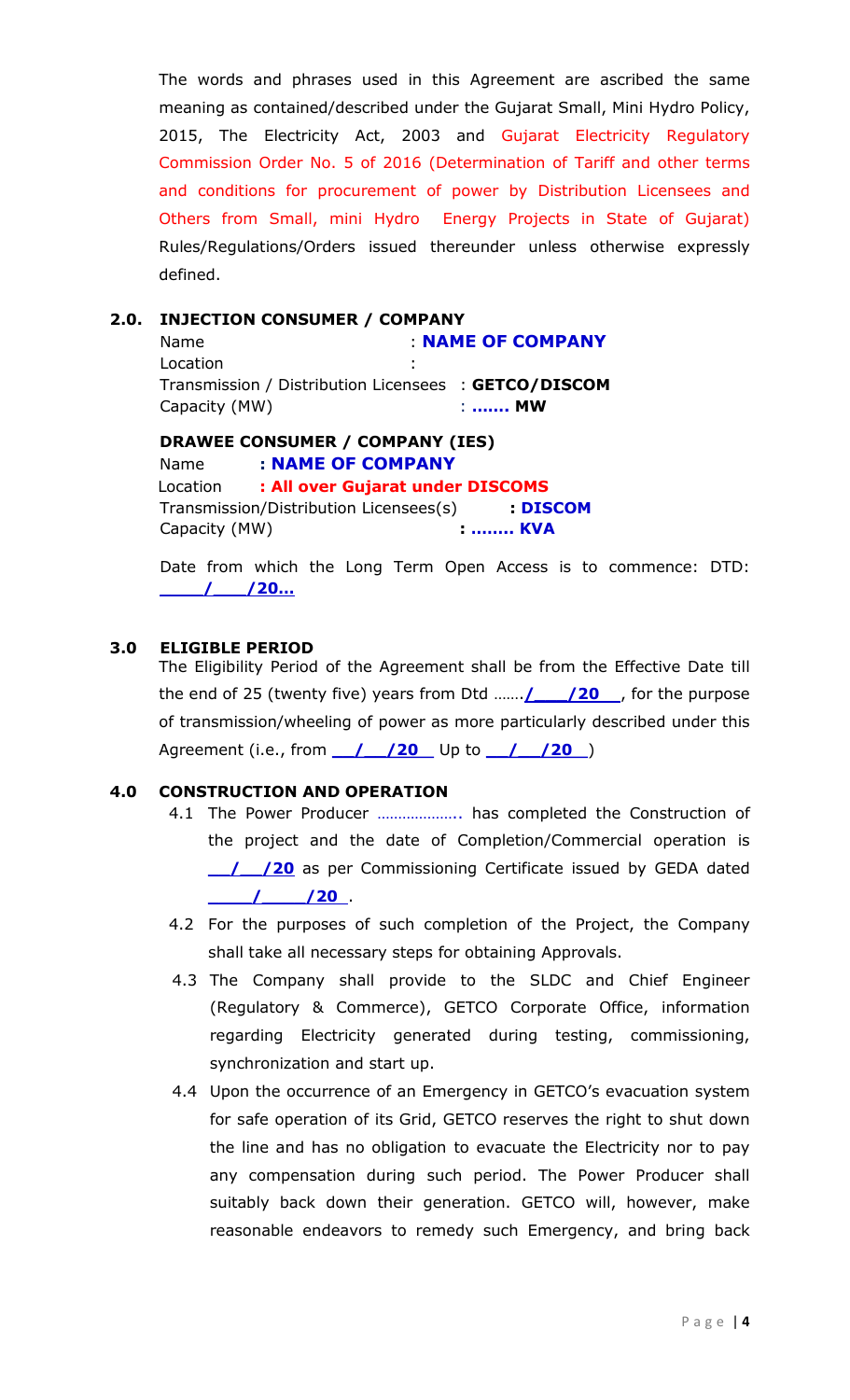The words and phrases used in this Agreement are ascribed the same meaning as contained/described under the Gujarat Small, Mini Hydro Policy, 2015, The Electricity Act, 2003 and Gujarat Electricity Regulatory Commission Order No. 5 of 2016 (Determination of Tariff and other terms and conditions for procurement of power by Distribution Licensees and Others from Small, mini Hydro Energy Projects in State of Gujarat) Rules/Regulations/Orders issued thereunder unless otherwise expressly defined.

## 2.0. INJECTION CONSUMER / COMPANY

Name : **NAME OF COMPANY**
Location :
Transmission / Distribution Licensees : **GETCO/DISCOM**
Capacity (MW) : **……. MW**

**DRAWEE CONSUMER / COMPANY (IES)**

Name **: NAME OF COMPANY**
Location **: All over Gujarat under DISCOMS**
Transmission/Distribution Licensees(s) **: DISCOM**
Capacity (MW) **: …….. KVA**

Date from which the Long Term Open Access is to commence: DTD: **____/___/20…**

## 3.0 ELIGIBLE PERIOD

The Eligibility Period of the Agreement shall be from the Effective Date till the end of 25 (twenty five) years from Dtd …….**/___/20__**, for the purpose of transmission/wheeling of power as more particularly described under this Agreement (i.e., from **__/__/20__** Up to **__/__/20__**)

## 4.0 CONSTRUCTION AND OPERATION

4.1 The Power Producer ……………….. has completed the Construction of the project and the date of Completion/Commercial operation is **__/__/20** as per Commissioning Certificate issued by GEDA dated **____/____/20_**.

4.2 For the purposes of such completion of the Project, the Company shall take all necessary steps for obtaining Approvals.

4.3 The Company shall provide to the SLDC and Chief Engineer (Regulatory & Commerce), GETCO Corporate Office, information regarding Electricity generated during testing, commissioning, synchronization and start up.

4.4 Upon the occurrence of an Emergency in GETCO's evacuation system for safe operation of its Grid, GETCO reserves the right to shut down the line and has no obligation to evacuate the Electricity nor to pay any compensation during such period. The Power Producer shall suitably back down their generation. GETCO will, however, make reasonable endeavors to remedy such Emergency, and bring back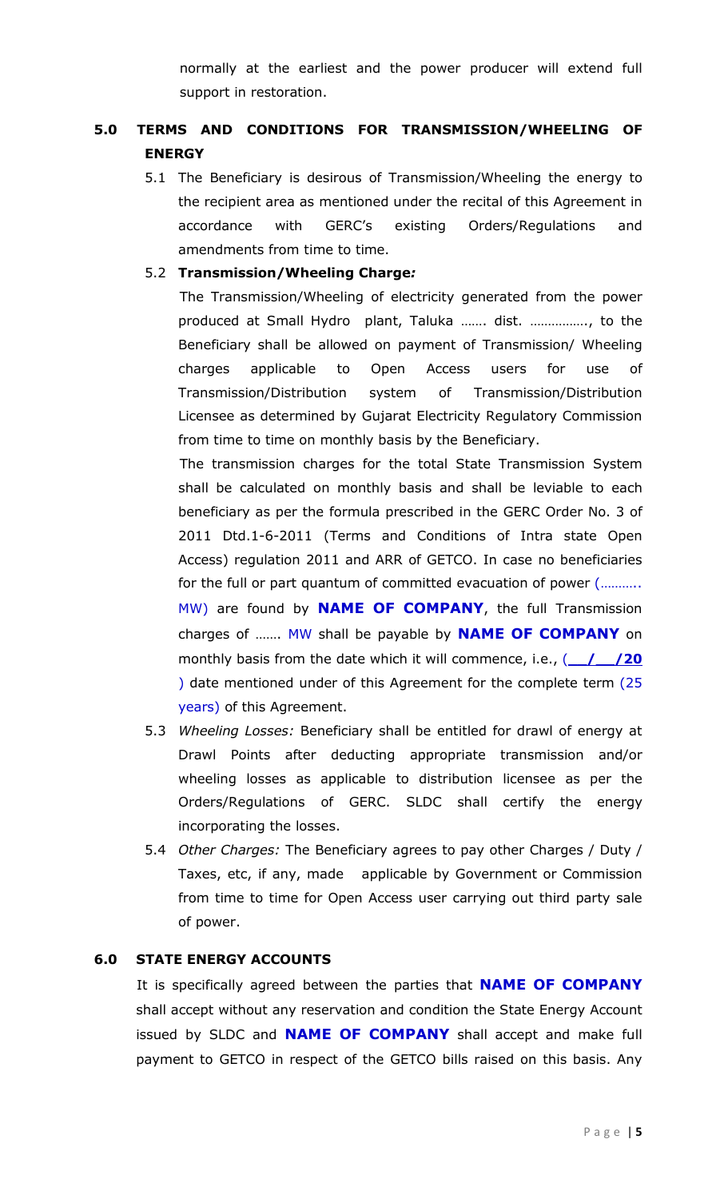normally at the earliest and the power producer will extend full support in restoration.

## 5.0 TERMS AND CONDITIONS FOR TRANSMISSION/WHEELING OF ENERGY

5.1 The Beneficiary is desirous of Transmission/Wheeling the energy to the recipient area as mentioned under the recital of this Agreement in accordance with GERC's existing Orders/Regulations and amendments from time to time.

5.2 **Transmission/Wheeling Charge*:***

The Transmission/Wheeling of electricity generated from the power produced at Small Hydro plant, Taluka ……. dist. ……………., to the Beneficiary shall be allowed on payment of Transmission/ Wheeling charges applicable to Open Access users for use of Transmission/Distribution system of Transmission/Distribution Licensee as determined by Gujarat Electricity Regulatory Commission from time to time on monthly basis by the Beneficiary.

The transmission charges for the total State Transmission System shall be calculated on monthly basis and shall be leviable to each beneficiary as per the formula prescribed in the GERC Order No. 3 of 2011 Dtd.1-6-2011 (Terms and Conditions of Intra state Open Access) regulation 2011 and ARR of GETCO. In case no beneficiaries for the full or part quantum of committed evacuation of power (……….. MW) are found by **NAME OF COMPANY**, the full Transmission charges of ……. MW shall be payable by **NAME OF COMPANY** on monthly basis from the date which it will commence, i.e., (**__/__/20** ) date mentioned under of this Agreement for the complete term (25 years) of this Agreement.

5.3 *Wheeling Losses:* Beneficiary shall be entitled for drawl of energy at Drawl Points after deducting appropriate transmission and/or wheeling losses as applicable to distribution licensee as per the Orders/Regulations of GERC. SLDC shall certify the energy incorporating the losses.

5.4 *Other Charges:* The Beneficiary agrees to pay other Charges / Duty / Taxes, etc, if any, made applicable by Government or Commission from time to time for Open Access user carrying out third party sale of power.

## 6.0 STATE ENERGY ACCOUNTS

It is specifically agreed between the parties that **NAME OF COMPANY** shall accept without any reservation and condition the State Energy Account issued by SLDC and **NAME OF COMPANY** shall accept and make full payment to GETCO in respect of the GETCO bills raised on this basis. Any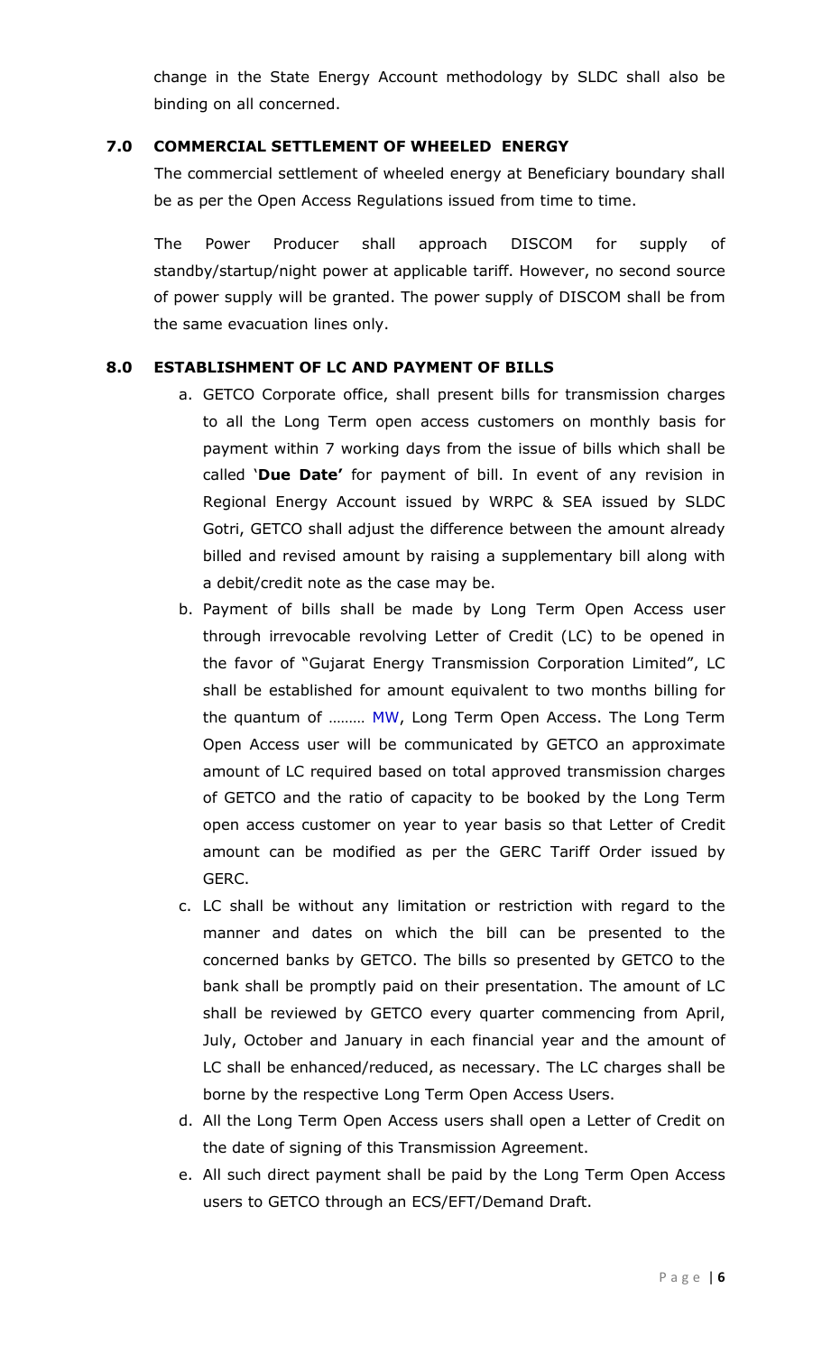change in the State Energy Account methodology by SLDC shall also be binding on all concerned.

## 7.0 COMMERCIAL SETTLEMENT OF WHEELED ENERGY

The commercial settlement of wheeled energy at Beneficiary boundary shall be as per the Open Access Regulations issued from time to time.

The Power Producer shall approach DISCOM for supply of standby/startup/night power at applicable tariff. However, no second source of power supply will be granted. The power supply of DISCOM shall be from the same evacuation lines only.

## 8.0 ESTABLISHMENT OF LC AND PAYMENT OF BILLS

a. GETCO Corporate office, shall present bills for transmission charges to all the Long Term open access customers on monthly basis for payment within 7 working days from the issue of bills which shall be called '**Due Date'** for payment of bill. In event of any revision in Regional Energy Account issued by WRPC & SEA issued by SLDC Gotri, GETCO shall adjust the difference between the amount already billed and revised amount by raising a supplementary bill along with a debit/credit note as the case may be.

b. Payment of bills shall be made by Long Term Open Access user through irrevocable revolving Letter of Credit (LC) to be opened in the favor of "Gujarat Energy Transmission Corporation Limited", LC shall be established for amount equivalent to two months billing for the quantum of ……… MW, Long Term Open Access. The Long Term Open Access user will be communicated by GETCO an approximate amount of LC required based on total approved transmission charges of GETCO and the ratio of capacity to be booked by the Long Term open access customer on year to year basis so that Letter of Credit amount can be modified as per the GERC Tariff Order issued by GERC.

c. LC shall be without any limitation or restriction with regard to the manner and dates on which the bill can be presented to the concerned banks by GETCO. The bills so presented by GETCO to the bank shall be promptly paid on their presentation. The amount of LC shall be reviewed by GETCO every quarter commencing from April, July, October and January in each financial year and the amount of LC shall be enhanced/reduced, as necessary. The LC charges shall be borne by the respective Long Term Open Access Users.

d. All the Long Term Open Access users shall open a Letter of Credit on the date of signing of this Transmission Agreement.

e. All such direct payment shall be paid by the Long Term Open Access users to GETCO through an ECS/EFT/Demand Draft.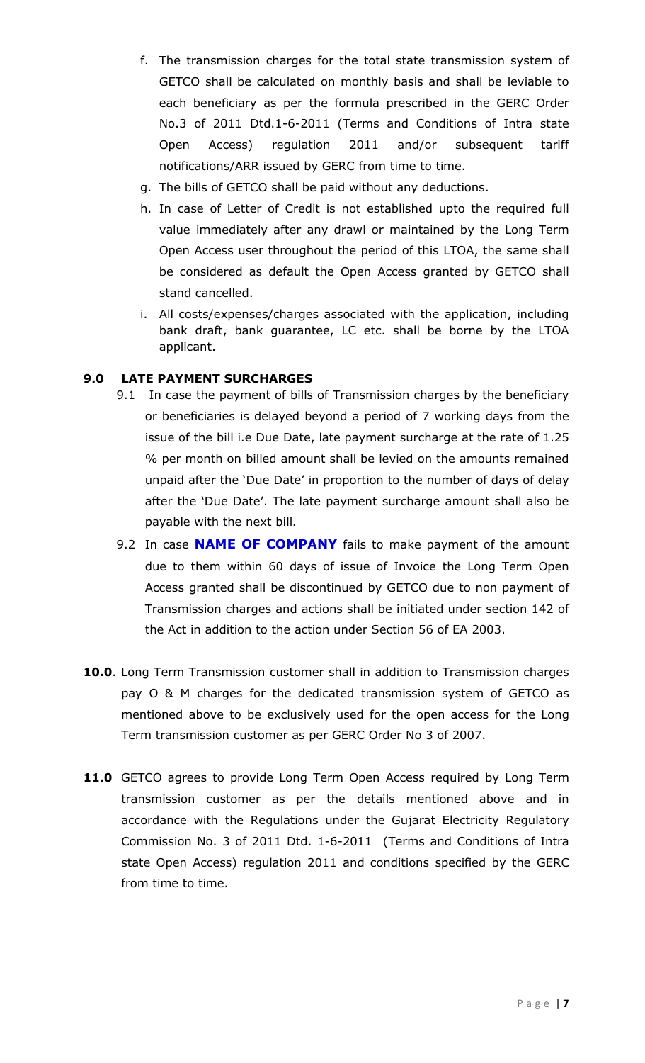f. The transmission charges for the total state transmission system of GETCO shall be calculated on monthly basis and shall be leviable to each beneficiary as per the formula prescribed in the GERC Order No.3 of 2011 Dtd.1-6-2011 (Terms and Conditions of Intra state Open Access) regulation 2011 and/or subsequent tariff notifications/ARR issued by GERC from time to time.

g. The bills of GETCO shall be paid without any deductions.

h. In case of Letter of Credit is not established upto the required full value immediately after any drawl or maintained by the Long Term Open Access user throughout the period of this LTOA, the same shall be considered as default the Open Access granted by GETCO shall stand cancelled.

i. All costs/expenses/charges associated with the application, including bank draft, bank guarantee, LC etc. shall be borne by the LTOA applicant.

**9.0 LATE PAYMENT SURCHARGES**

9.1 In case the payment of bills of Transmission charges by the beneficiary or beneficiaries is delayed beyond a period of 7 working days from the issue of the bill i.e Due Date, late payment surcharge at the rate of 1.25 % per month on billed amount shall be levied on the amounts remained unpaid after the 'Due Date' in proportion to the number of days of delay after the 'Due Date'. The late payment surcharge amount shall also be payable with the next bill.

9.2 In case **NAME OF COMPANY** fails to make payment of the amount due to them within 60 days of issue of Invoice the Long Term Open Access granted shall be discontinued by GETCO due to non payment of Transmission charges and actions shall be initiated under section 142 of the Act in addition to the action under Section 56 of EA 2003.

**10.0**. Long Term Transmission customer shall in addition to Transmission charges pay O & M charges for the dedicated transmission system of GETCO as mentioned above to be exclusively used for the open access for the Long Term transmission customer as per GERC Order No 3 of 2007.

**11.0** GETCO agrees to provide Long Term Open Access required by Long Term transmission customer as per the details mentioned above and in accordance with the Regulations under the Gujarat Electricity Regulatory Commission No. 3 of 2011 Dtd. 1-6-2011 (Terms and Conditions of Intra state Open Access) regulation 2011 and conditions specified by the GERC from time to time.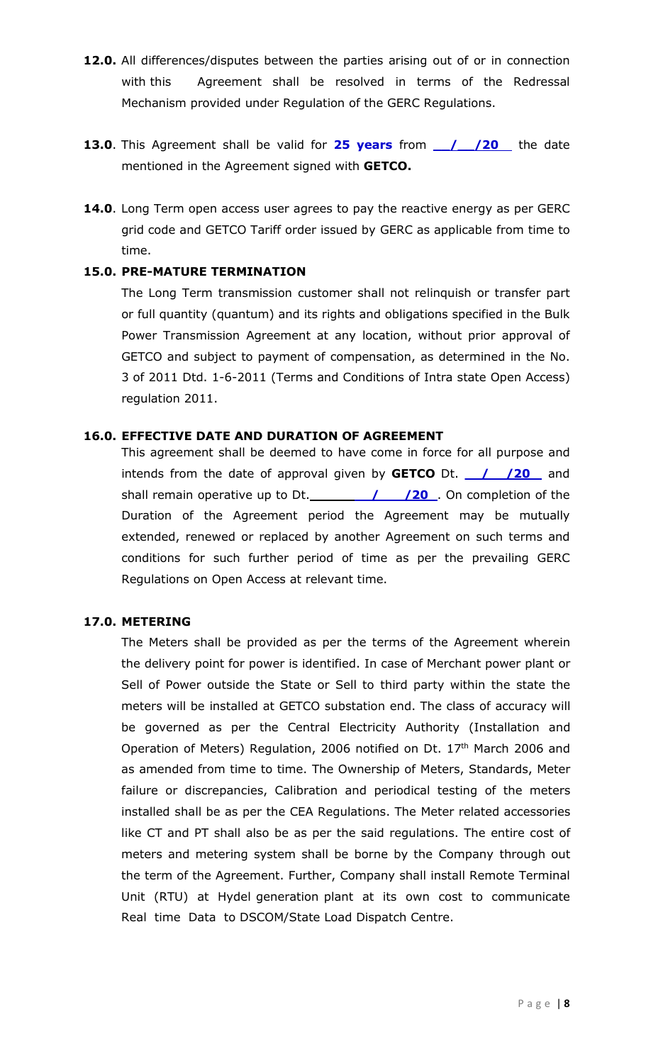**12.0.** All differences/disputes between the parties arising out of or in connection with this Agreement shall be resolved in terms of the Redressal Mechanism provided under Regulation of the GERC Regulations.

**13.0**. This Agreement shall be valid for **25 years** from **__/__/20__** the date mentioned in the Agreement signed with **GETCO.**

**14.0**. Long Term open access user agrees to pay the reactive energy as per GERC grid code and GETCO Tariff order issued by GERC as applicable from time to time.

**15.0. PRE-MATURE TERMINATION**

The Long Term transmission customer shall not relinquish or transfer part or full quantity (quantum) and its rights and obligations specified in the Bulk Power Transmission Agreement at any location, without prior approval of GETCO and subject to payment of compensation, as determined in the No. 3 of 2011 Dtd. 1-6-2011 (Terms and Conditions of Intra state Open Access) regulation 2011.

**16.0. EFFECTIVE DATE AND DURATION OF AGREEMENT**

This agreement shall be deemed to have come in force for all purpose and intends from the date of approval given by **GETCO** Dt. **__/__/20__** and shall remain operative up to Dt.**______/__/20__**. On completion of the Duration of the Agreement period the Agreement may be mutually extended, renewed or replaced by another Agreement on such terms and conditions for such further period of time as per the prevailing GERC Regulations on Open Access at relevant time.

**17.0. METERING**

The Meters shall be provided as per the terms of the Agreement wherein the delivery point for power is identified. In case of Merchant power plant or Sell of Power outside the State or Sell to third party within the state the meters will be installed at GETCO substation end. The class of accuracy will be governed as per the Central Electricity Authority (Installation and Operation of Meters) Regulation, 2006 notified on Dt. 17th March 2006 and as amended from time to time. The Ownership of Meters, Standards, Meter failure or discrepancies, Calibration and periodical testing of the meters installed shall be as per the CEA Regulations. The Meter related accessories like CT and PT shall also be as per the said regulations. The entire cost of meters and metering system shall be borne by the Company through out the term of the Agreement. Further, Company shall install Remote Terminal Unit (RTU) at Hydel generation plant at its own cost to communicate Real time Data to DSCOM/State Load Dispatch Centre.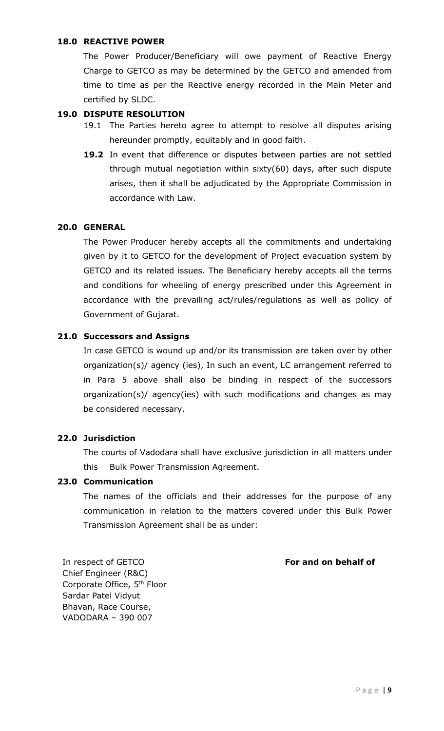**18.0 REACTIVE POWER**

The Power Producer/Beneficiary will owe payment of Reactive Energy Charge to GETCO as may be determined by the GETCO and amended from time to time as per the Reactive energy recorded in the Main Meter and certified by SLDC.

**19.0 DISPUTE RESOLUTION**

19.1 The Parties hereto agree to attempt to resolve all disputes arising hereunder promptly, equitably and in good faith.

**19.2** In event that difference or disputes between parties are not settled through mutual negotiation within sixty(60) days, after such dispute arises, then it shall be adjudicated by the Appropriate Commission in accordance with Law.

**20.0 GENERAL**

The Power Producer hereby accepts all the commitments and undertaking given by it to GETCO for the development of Project evacuation system by GETCO and its related issues. The Beneficiary hereby accepts all the terms and conditions for wheeling of energy prescribed under this Agreement in accordance with the prevailing act/rules/regulations as well as policy of Government of Gujarat.

**21.0 Successors and Assigns**

In case GETCO is wound up and/or its transmission are taken over by other organization(s)/ agency (ies), In such an event, LC arrangement referred to in Para 5 above shall also be binding in respect of the successors organization(s)/ agency(ies) with such modifications and changes as may be considered necessary.

**22.0 Jurisdiction**

The courts of Vadodara shall have exclusive jurisdiction in all matters under this Bulk Power Transmission Agreement.

**23.0 Communication**

The names of the officials and their addresses for the purpose of any communication in relation to the matters covered under this Bulk Power Transmission Agreement shall be as under:

In respect of GETCO
Chief Engineer (R&C)
Corporate Office, 5th Floor
Sardar Patel Vidyut
Bhavan, Race Course,
VADODARA – 390 007

**For and on behalf of**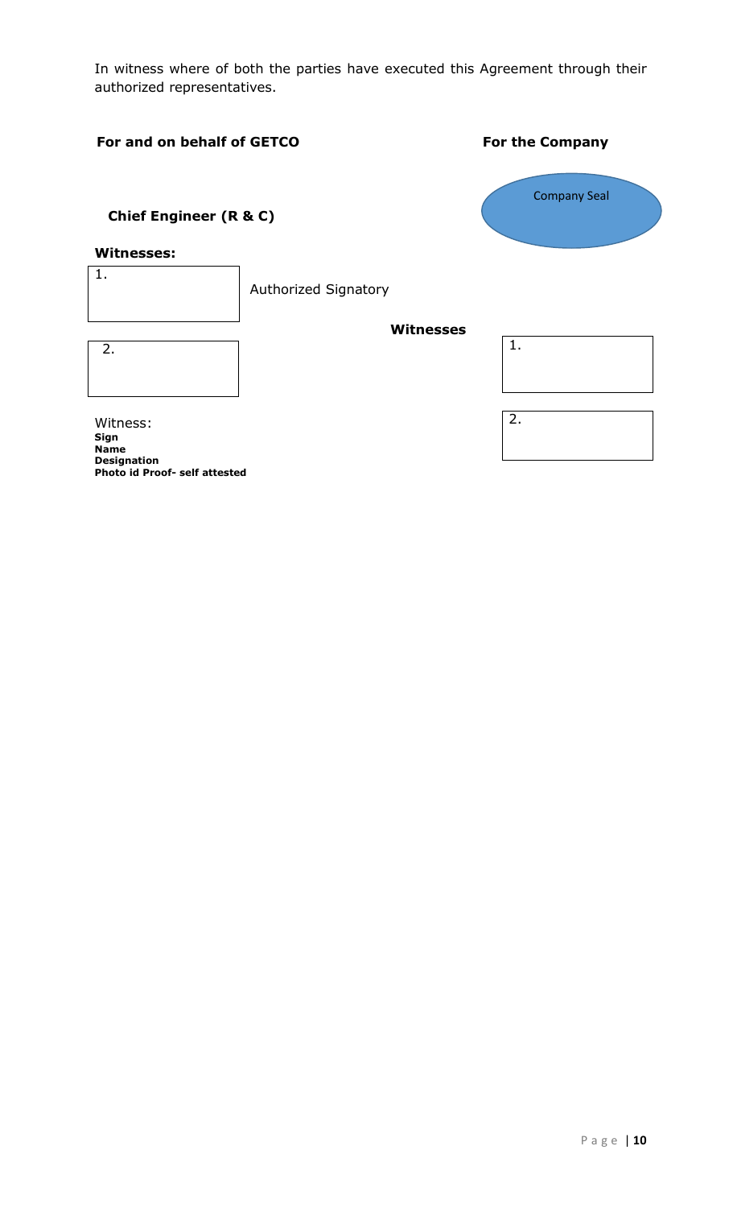In witness where of both the parties have executed this Agreement through their authorized representatives.

**For and on behalf of GETCO**

**Chief Engineer (R & C)**

**Witnesses:**

1.

2.

Witness:
**Sign**
**Name**
**Designation**
**Photo id Proof- self attested**

**For the Company**

Company Seal

Authorized Signatory

**Witnesses**

1.

2.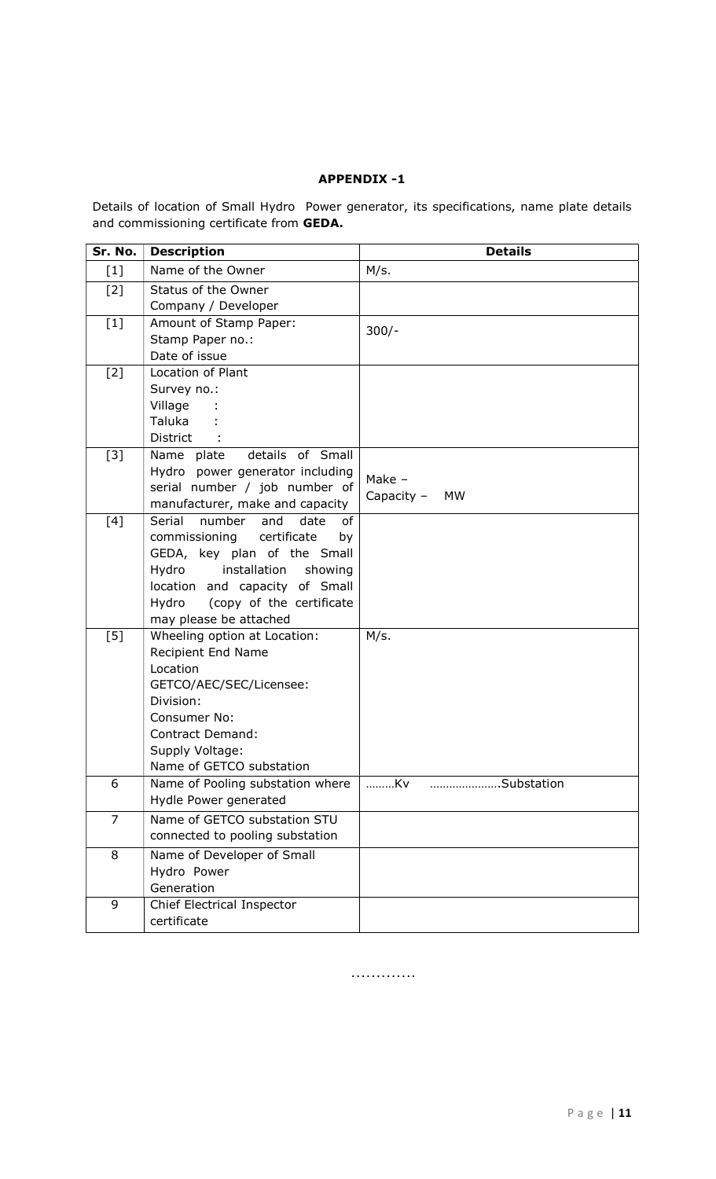**APPENDIX -1**

Details of location of Small Hydro Power generator, its specifications, name plate details and commissioning certificate from **GEDA.**

| Sr. No. | Description | Details |
|---|---|---|
| [1] | Name of the Owner | M/s. |
| [2] | Status of the Owner<br>Company / Developer | |
| [1] | Amount of Stamp Paper:<br>Stamp Paper no.:<br>Date of issue | 300/- |
| [2] | Location of Plant<br>Survey no.:<br>Village :<br>Taluka :<br>District : | |
| [3] | Name plate details of Small Hydro power generator including serial number / job number of manufacturer, make and capacity | Make –<br>Capacity – MW |
| [4] | Serial number and date of commissioning certificate by GEDA, key plan of the Small Hydro installation showing location and capacity of Small Hydro (copy of the certificate may please be attached | |
| [5] | Wheeling option at Location:<br>Recipient End Name<br>Location<br>GETCO/AEC/SEC/Licensee:<br>Division:<br>Consumer No:<br>Contract Demand:<br>Supply Voltage:<br>Name of GETCO substation | M/s. |
| 6 | Name of Pooling substation where Hydle Power generated | ………Kv ………………….Substation |
| 7 | Name of GETCO substation STU connected to pooling substation | |
| 8 | Name of Developer of Small Hydro Power Generation | |
| 9 | Chief Electrical Inspector certificate | |

.............